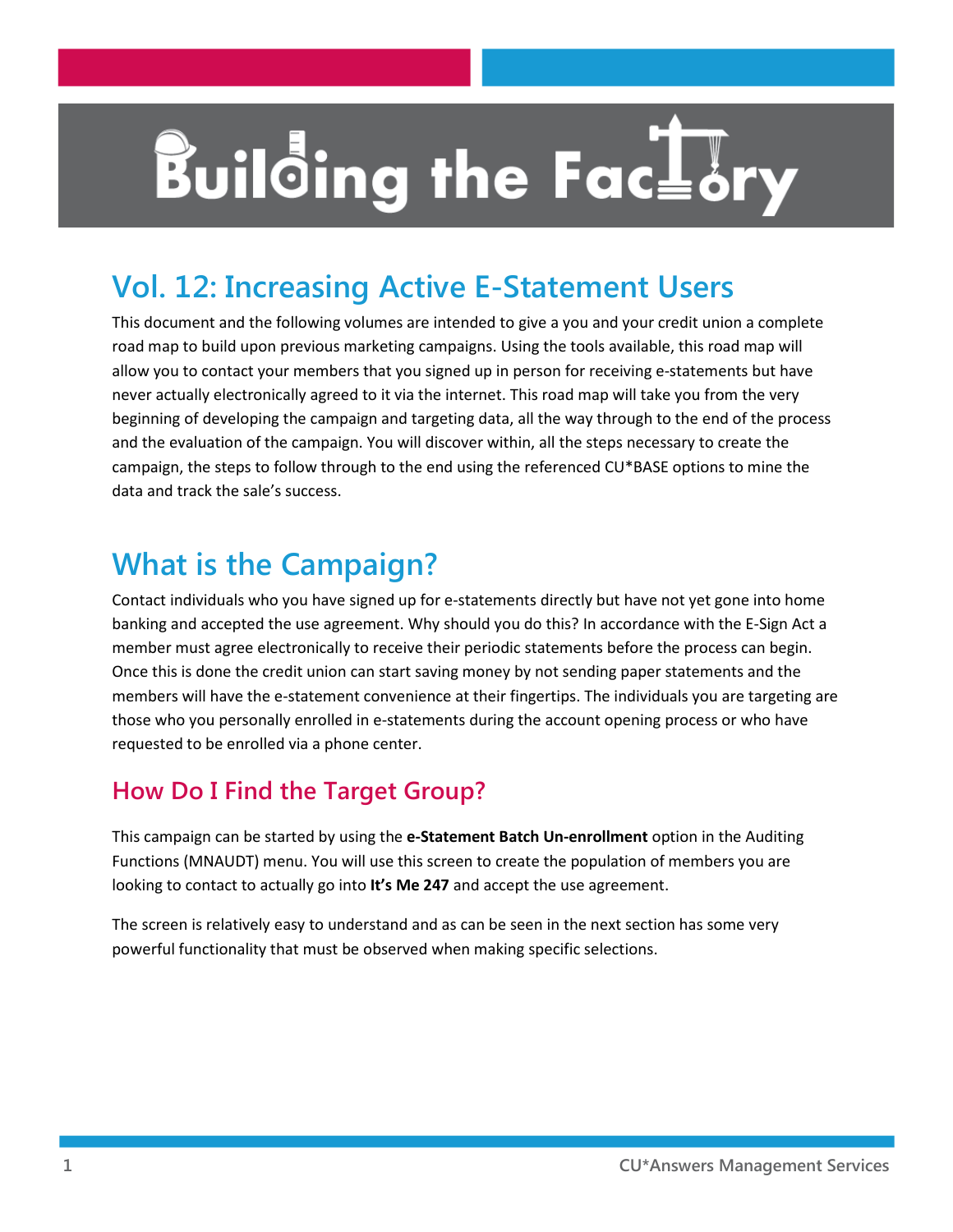# Building the Factory

## Vol. 12: Increasing Active E-Statement Users

This document and the following volumes are intended to give a you and your credit union a complete road map to build upon previous marketing campaigns. Using the tools available, this road map will allow you to contact your members that you signed up in person for receiving e-statements but have never actually electronically agreed to it via the internet. This road map will take you from the very beginning of developing the campaign and targeting data, all the way through to the end of the process and the evaluation of the campaign. You will discover within, all the steps necessary to create the campaign, the steps to follow through to the end using the referenced CU*BASE options to mine the data and track the sale's success.

## What is the Campaign?

Contact individuals who you have signed up for e-statements directly but have not yet gone into home banking and accepted the use agreement. Why should you do this? In accordance with the E-Sign Act a member must agree electronically to receive their periodic statements before the process can begin. Once this is done the credit union can start saving money by not sending paper statements and the members will have the e-statement convenience at their fingertips. The individuals you are targeting are those who you personally enrolled in e-statements during the account opening process or who have requested to be enrolled via a phone center.

### How Do I Find the Target Group?

This campaign can be started by using the **e-Statement Batch Un-enrollment** option in the Auditing Functions (MNAUDT) menu. You will use this screen to create the population of members you are looking to contact to actually go into **It's Me 247** and accept the use agreement.

The screen is relatively easy to understand and as can be seen in the next section has some very powerful functionality that must be observed when making specific selections.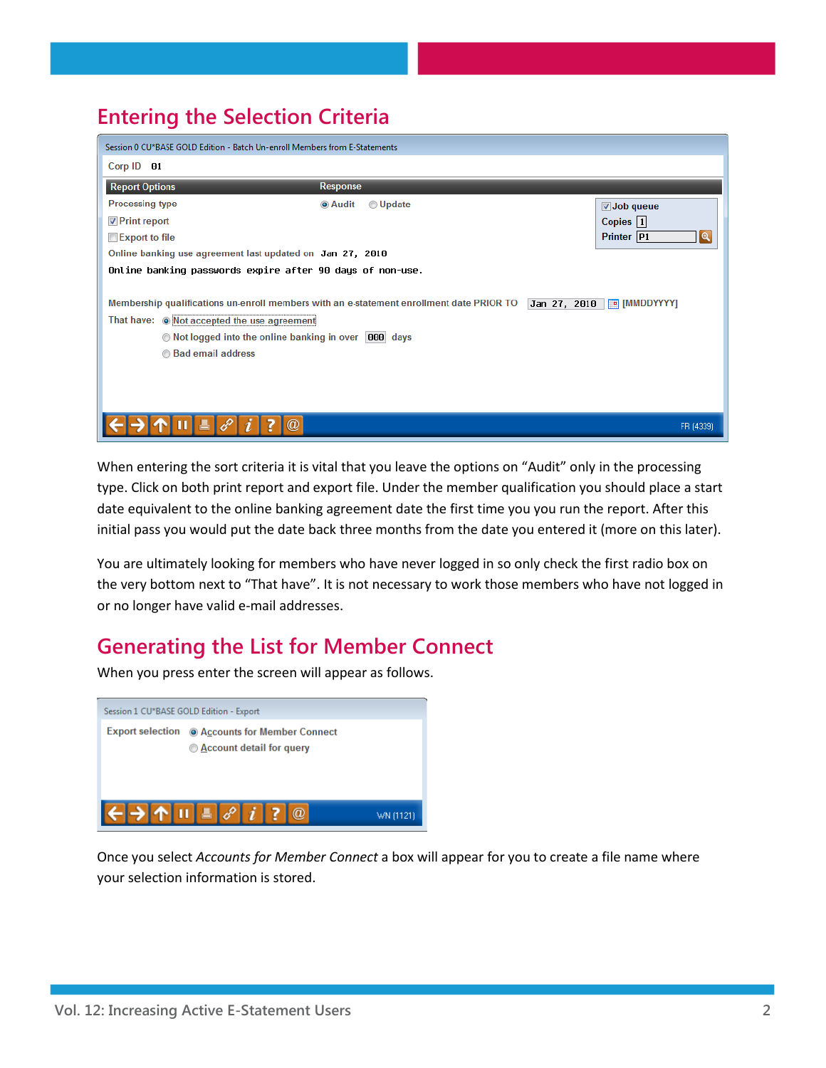## Entering the Selection Criteria

Session 0 CU*BASE GOLD Edition - Batch Un-enroll Members from E-Statements

Corp ID 01

| Report Options | Response |
|---|---|
| Processing type | (•) Audit ( ) Update |
| [x] Print report | |
| [ ] Export to file | |

[x] Job queue
Copies 1
Printer P1

Online banking use agreement last updated on Jan 27, 2010

Online banking passwords expire after 90 days of non-use.

Membership qualifications un-enroll members with an e-statement enrollment date PRIOR TO Jan 27, 2010 [MMDDYYYY]

That have: (•) Not accepted the use agreement
( ) Not logged into the online banking in over 000 days
( ) Bad email address

FR (4339)

When entering the sort criteria it is vital that you leave the options on "Audit" only in the processing type. Click on both print report and export file. Under the member qualification you should place a start date equivalent to the online banking agreement date the first time you you run the report. After this initial pass you would put the date back three months from the date you entered it (more on this later).

You are ultimately looking for members who have never logged in so only check the first radio box on the very bottom next to "That have". It is not necessary to work those members who have not logged in or no longer have valid e-mail addresses.

## Generating the List for Member Connect

When you press enter the screen will appear as follows.

Session 1 CU*BASE GOLD Edition - Export

Export selection (•) Accounts for Member Connect
( ) Account detail for query

WN (1121)

Once you select *Accounts for Member Connect* a box will appear for you to create a file name where your selection information is stored.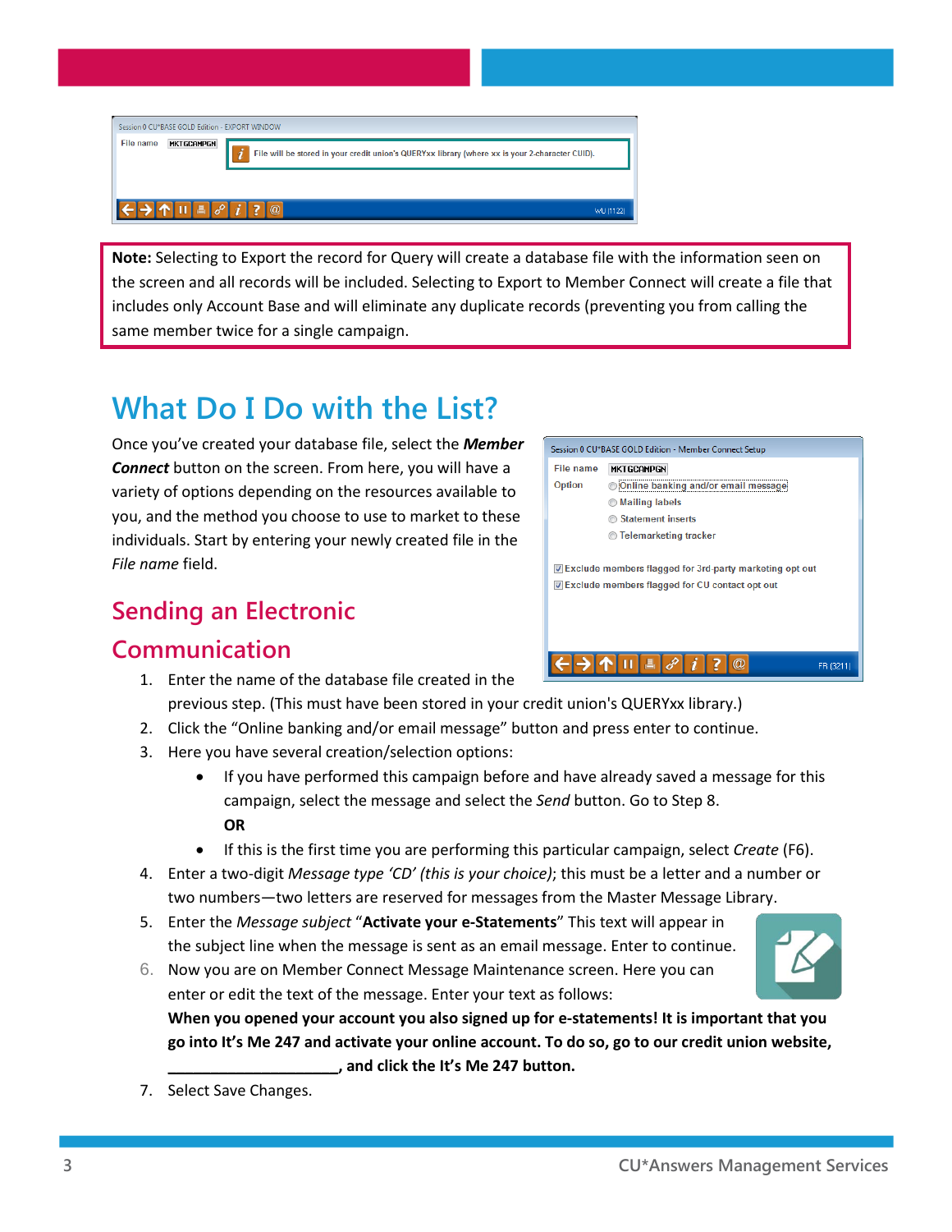**Note:** Selecting to Export the record for Query will create a database file with the information seen on the screen and all records will be included. Selecting to Export to Member Connect will create a file that includes only Account Base and will eliminate any duplicate records (preventing you from calling the same member twice for a single campaign.

# What Do I Do with the List?

Once you've created your database file, select the ***Member Connect*** button on the screen. From here, you will have a variety of options depending on the resources available to you, and the method you choose to use to market to these individuals. Start by entering your newly created file in the *File name* field.

## Sending an Electronic Communication

1. Enter the name of the database file created in the previous step. (This must have been stored in your credit union's QUERYxx library.)
2. Click the "Online banking and/or email message" button and press enter to continue.
3. Here you have several creation/selection options:
   - If you have performed this campaign before and have already saved a message for this campaign, select the message and select the *Send* button. Go to Step 8.
     **OR**
   - If this is the first time you are performing this particular campaign, select *Create* (F6).
4. Enter a two-digit *Message type 'CD' (this is your choice)*; this must be a letter and a number or two numbers—two letters are reserved for messages from the Master Message Library.
5. Enter the *Message subject* "**Activate your e-Statements**" This text will appear in the subject line when the message is sent as an email message. Enter to continue.
6. Now you are on Member Connect Message Maintenance screen. Here you can enter or edit the text of the message. Enter your text as follows:
   **When you opened your account you also signed up for e-statements! It is important that you go into It's Me 247 and activate your online account. To do so, go to our credit union website, ____________________, and click the It's Me 247 button.**
7. Select Save Changes.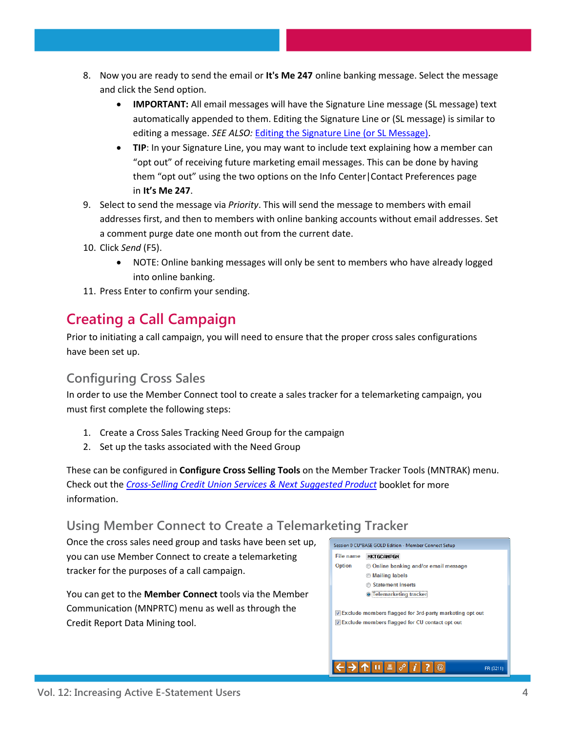8. Now you are ready to send the email or **It's Me 247** online banking message. Select the message and click the Send option.
   - **IMPORTANT:** All email messages will have the Signature Line message (SL message) text automatically appended to them. Editing the Signature Line or (SL message) is similar to editing a message. *SEE ALSO:* [Editing the Signature Line (or SL Message)](#).
   - **TIP**: In your Signature Line, you may want to include text explaining how a member can "opt out" of receiving future marketing email messages. This can be done by having them "opt out" using the two options on the Info Center|Contact Preferences page in **It's Me 247**.
9. Select to send the message via *Priority*. This will send the message to members with email addresses first, and then to members with online banking accounts without email addresses. Set a comment purge date one month out from the current date.
10. Click *Send* (F5).
    - NOTE: Online banking messages will only be sent to members who have already logged into online banking.
11. Press Enter to confirm your sending.

# Creating a Call Campaign

Prior to initiating a call campaign, you will need to ensure that the proper cross sales configurations have been set up.

## Configuring Cross Sales

In order to use the Member Connect tool to create a sales tracker for a telemarketing campaign, you must first complete the following steps:

1. Create a Cross Sales Tracking Need Group for the campaign
2. Set up the tasks associated with the Need Group

These can be configured in **Configure Cross Selling Tools** on the Member Tracker Tools (MNTRAK) menu. Check out the *[Cross-Selling Credit Union Services & Next Suggested Product](#)* booklet for more information.

## Using Member Connect to Create a Telemarketing Tracker

Once the cross sales need group and tasks have been set up, you can use Member Connect to create a telemarketing tracker for the purposes of a call campaign.

You can get to the **Member Connect** tools via the Member Communication (MNPRTC) menu as well as through the Credit Report Data Mining tool.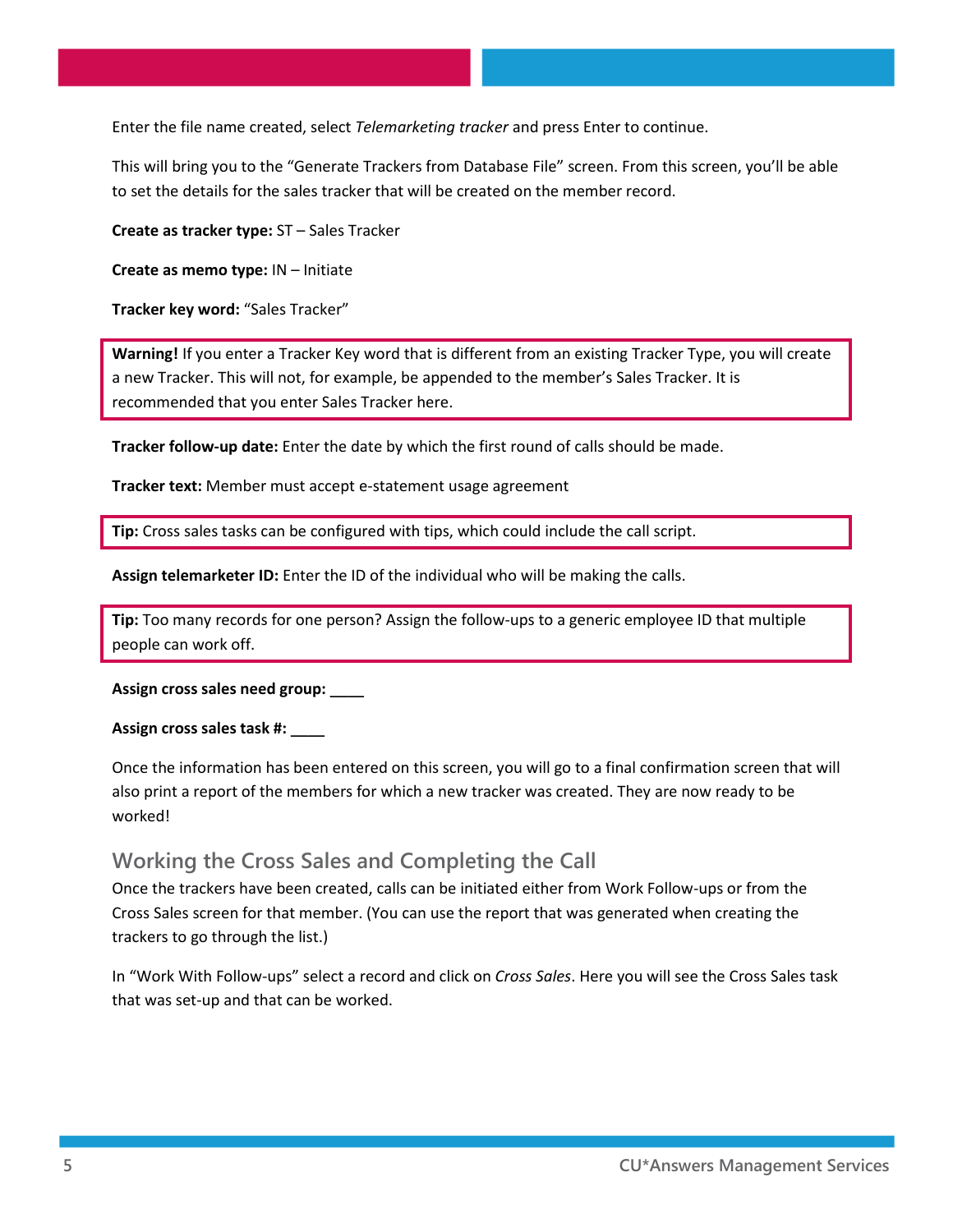Enter the file name created, select *Telemarketing tracker* and press Enter to continue.

This will bring you to the "Generate Trackers from Database File" screen. From this screen, you'll be able to set the details for the sales tracker that will be created on the member record.

**Create as tracker type:** ST – Sales Tracker

**Create as memo type:** IN – Initiate

**Tracker key word:** "Sales Tracker"

> **Warning!** If you enter a Tracker Key word that is different from an existing Tracker Type, you will create a new Tracker. This will not, for example, be appended to the member's Sales Tracker. It is recommended that you enter Sales Tracker here.

**Tracker follow-up date:** Enter the date by which the first round of calls should be made.

**Tracker text:** Member must accept e-statement usage agreement

> **Tip:** Cross sales tasks can be configured with tips, which could include the call script.

**Assign telemarketer ID:** Enter the ID of the individual who will be making the calls.

> **Tip:** Too many records for one person? Assign the follow-ups to a generic employee ID that multiple people can work off.

**Assign cross sales need group: ____**

**Assign cross sales task #: ____**

Once the information has been entered on this screen, you will go to a final confirmation screen that will also print a report of the members for which a new tracker was created. They are now ready to be worked!

## Working the Cross Sales and Completing the Call

Once the trackers have been created, calls can be initiated either from Work Follow-ups or from the Cross Sales screen for that member. (You can use the report that was generated when creating the trackers to go through the list.)

In "Work With Follow-ups" select a record and click on *Cross Sales*. Here you will see the Cross Sales task that was set-up and that can be worked.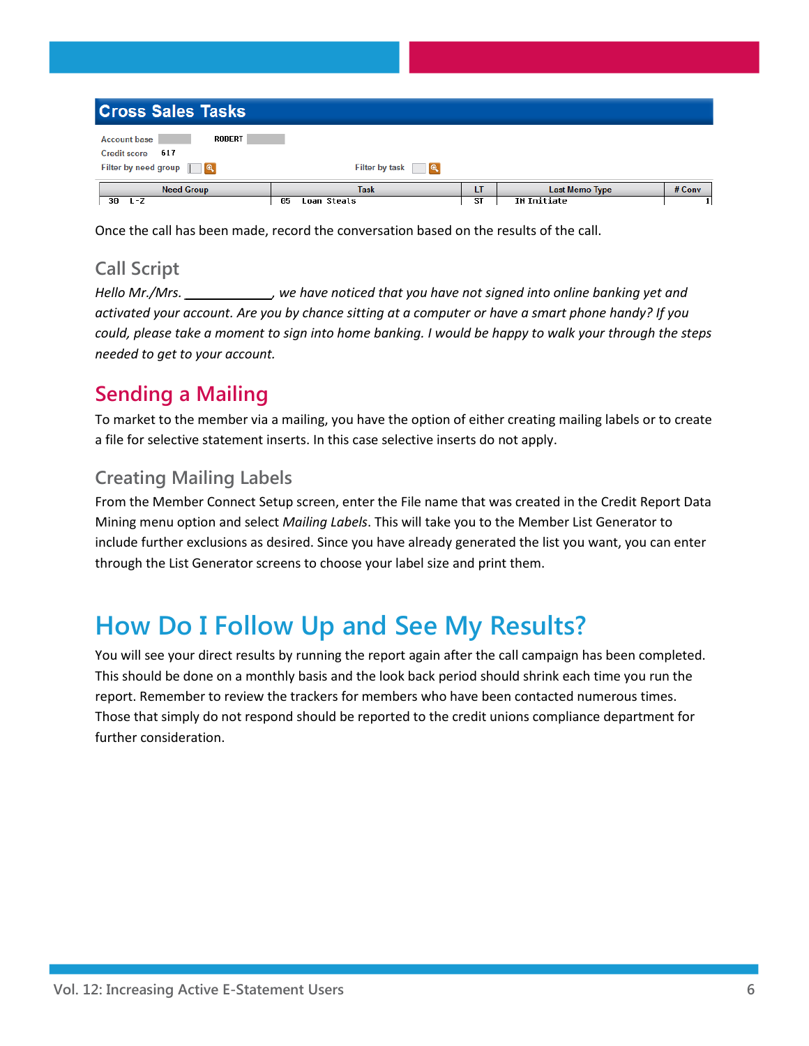**Cross Sales Tasks**

Account base ROBERT
Credit score 617
Filter by need group | Filter by task

| Need Group | Task | LT | Last Memo Type | # Conv |
|---|---|---|---|---|
| 30 L-Z | 05 Loan Steals | ST | IN Initiate | 1 |

Once the call has been made, record the conversation based on the results of the call.

### Call Script

*Hello Mr./Mrs. _____________, we have noticed that you have not signed into online banking yet and activated your account. Are you by chance sitting at a computer or have a smart phone handy? If you could, please take a moment to sign into home banking. I would be happy to walk your through the steps needed to get to your account.*

## Sending a Mailing

To market to the member via a mailing, you have the option of either creating mailing labels or to create a file for selective statement inserts. In this case selective inserts do not apply.

### Creating Mailing Labels

From the Member Connect Setup screen, enter the File name that was created in the Credit Report Data Mining menu option and select *Mailing Labels*. This will take you to the Member List Generator to include further exclusions as desired. Since you have already generated the list you want, you can enter through the List Generator screens to choose your label size and print them.

# How Do I Follow Up and See My Results?

You will see your direct results by running the report again after the call campaign has been completed. This should be done on a monthly basis and the look back period should shrink each time you run the report. Remember to review the trackers for members who have been contacted numerous times. Those that simply do not respond should be reported to the credit unions compliance department for further consideration.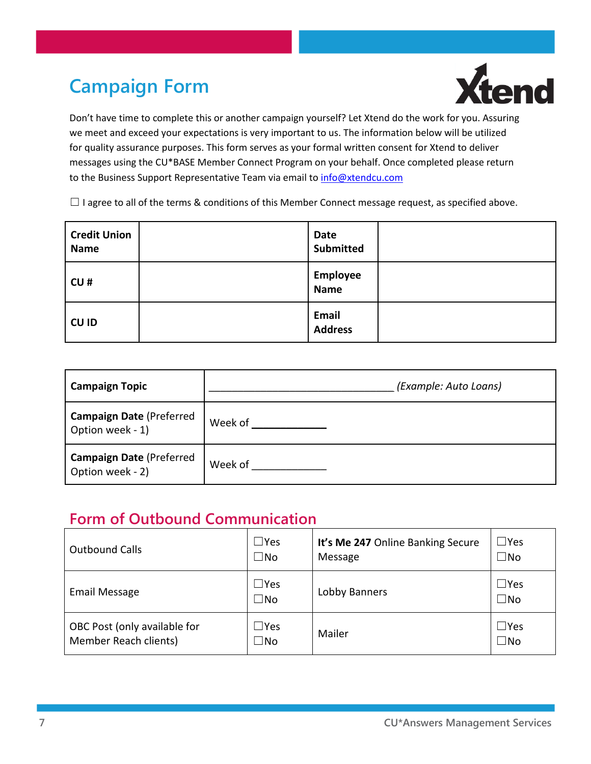# Campaign Form

Xtend

Don't have time to complete this or another campaign yourself? Let Xtend do the work for you. Assuring we meet and exceed your expectations is very important to us. The information below will be utilized for quality assurance purposes. This form serves as your formal written consent for Xtend to deliver messages using the CU*BASE Member Connect Program on your behalf. Once completed please return to the Business Support Representative Team via email to [info@xtendcu.com](mailto:info@xtendcu.com)

☐ I agree to all of the terms & conditions of this Member Connect message request, as specified above.

| | | | |
|---|---|---|---|
| **Credit Union Name** | | **Date Submitted** | |
| **CU #** | | **Employee Name** | |
| **CU ID** | | **Email Address** | |

| | |
|---|---|
| **Campaign Topic** | ________________________________ *(Example: Auto Loans)* |
| **Campaign Date** (Preferred Option week - 1) | Week of _____________ |
| **Campaign Date** (Preferred Option week - 2) | Week of _____________ |

## Form of Outbound Communication

| | | | |
|---|---|---|---|
| Outbound Calls | ☐Yes ☐No | **It's Me 247** Online Banking Secure Message | ☐Yes ☐No |
| Email Message | ☐Yes ☐No | Lobby Banners | ☐Yes ☐No |
| OBC Post (only available for Member Reach clients) | ☐Yes ☐No | Mailer | ☐Yes ☐No |